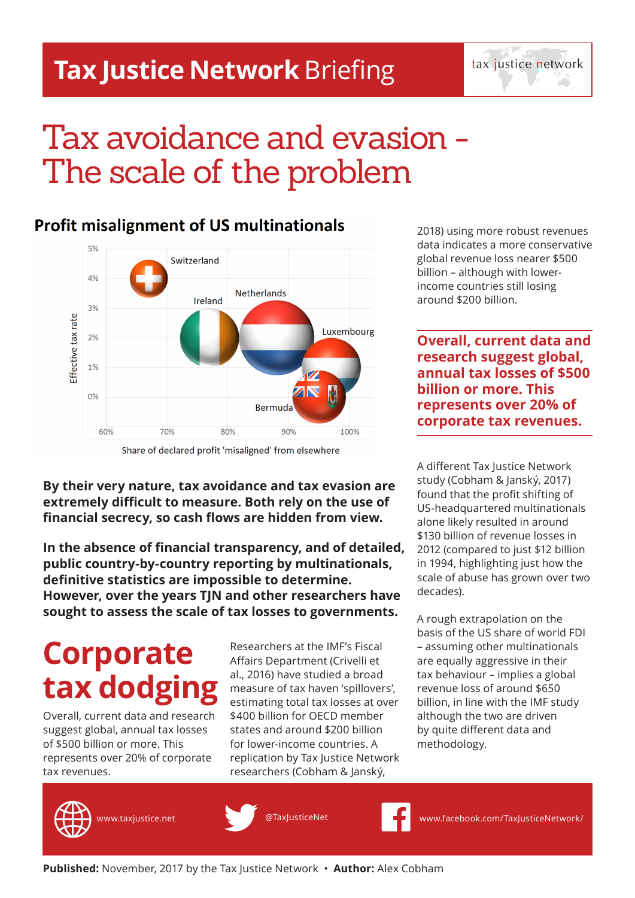# Tax Justice Network Briefing

# Tax avoidance and evasion - The scale of the problem

## Profit misalignment of US multinationals

Effective tax rate: 0%, 1%, 2%, 3%, 4%, 5%

Share of declared profit 'misaligned' from elsewhere: 60%, 70%, 80%, 90%, 100%

Switzerland, Ireland, Netherlands, Luxembourg, Bermuda

**By their very nature, tax avoidance and tax evasion are extremely difficult to measure. Both rely on the use of financial secrecy, so cash flows are hidden from view.**

**In the absence of financial transparency, and of detailed, public country-by-country reporting by multinationals, definitive statistics are impossible to determine. However, over the years TJN and other researchers have sought to assess the scale of tax losses to governments.**

## Corporate tax dodging

Overall, current data and research suggest global, annual tax losses of $500 billion or more. This represents over 20% of corporate tax revenues.

Researchers at the IMF's Fiscal Affairs Department (Crivelli et al., 2016) have studied a broad measure of tax haven 'spillovers', estimating total tax losses at over $400 billion for OECD member states and around $200 billion for lower-income countries. A replication by Tax Justice Network researchers (Cobham & Janský, 2018) using more robust revenues data indicates a more conservative global revenue loss nearer $500 billion – although with lower-income countries still losing around $200 billion.

**Overall, current data and research suggest global, annual tax losses of $500 billion or more. This represents over 20% of corporate tax revenues.**

A different Tax Justice Network study (Cobham & Janský, 2017) found that the profit shifting of US-headquartered multinationals alone likely resulted in around $130 billion of revenue losses in 2012 (compared to just $12 billion in 1994, highlighting just how the scale of abuse has grown over two decades).

A rough extrapolation on the basis of the US share of world FDI – assuming other multinationals are equally aggressive in their tax behaviour – implies a global revenue loss of around $650 billion, in line with the IMF study although the two are driven by quite different data and methodology.

www.taxjustice.net @TaxJusticeNet www.facebook.com/TaxJusticeNetwork/

**Published:** November, 2017 by the Tax Justice Network • **Author:** Alex Cobham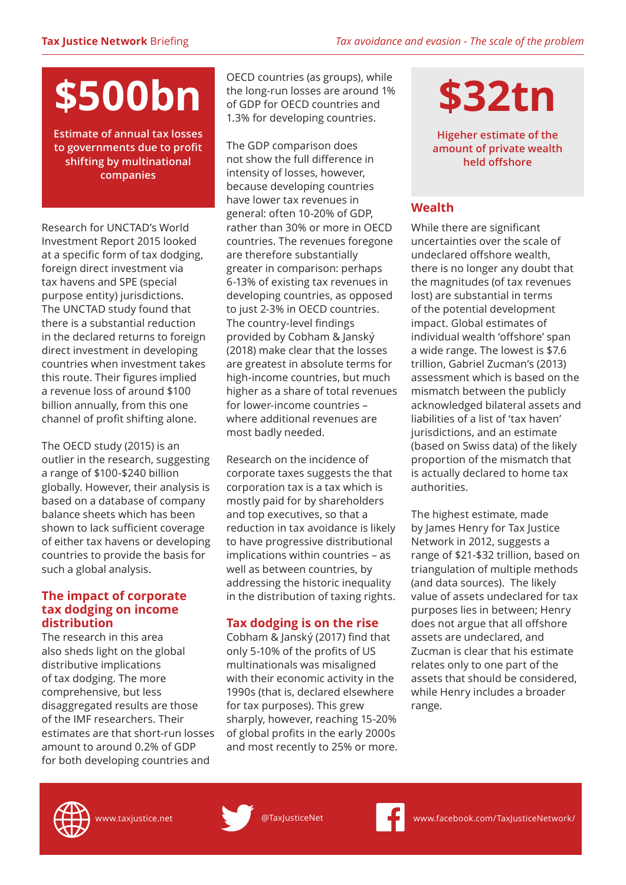**$500bn**

**Estimate of annual tax losses to governments due to profit shifting by multinational companies**

Research for UNCTAD's World Investment Report 2015 looked at a specific form of tax dodging, foreign direct investment via tax havens and SPE (special purpose entity) jurisdictions. The UNCTAD study found that there is a substantial reduction in the declared returns to foreign direct investment in developing countries when investment takes this route. Their figures implied a revenue loss of around $100 billion annually, from this one channel of profit shifting alone.

The OECD study (2015) is an outlier in the research, suggesting a range of $100-$240 billion globally. However, their analysis is based on a database of company balance sheets which has been shown to lack sufficient coverage of either tax havens or developing countries to provide the basis for such a global analysis.

## The impact of corporate tax dodging on income distribution

The research in this area also sheds light on the global distributive implications of tax dodging. The more comprehensive, but less disaggregated results are those of the IMF researchers. Their estimates are that short-run losses amount to around 0.2% of GDP for both developing countries and OECD countries (as groups), while the long-run losses are around 1% of GDP for OECD countries and 1.3% for developing countries.

The GDP comparison does not show the full difference in intensity of losses, however, because developing countries have lower tax revenues in general: often 10-20% of GDP, rather than 30% or more in OECD countries. The revenues foregone are therefore substantially greater in comparison: perhaps 6-13% of existing tax revenues in developing countries, as opposed to just 2-3% in OECD countries. The country-level findings provided by Cobham & Janský (2018) make clear that the losses are greatest in absolute terms for high-income countries, but much higher as a share of total revenues for lower-income countries – where additional revenues are most badly needed.

Research on the incidence of corporate taxes suggests the that corporation tax is a tax which is mostly paid for by shareholders and top executives, so that a reduction in tax avoidance is likely to have progressive distributional implications within countries – as well as between countries, by addressing the historic inequality in the distribution of taxing rights.

## Tax dodging is on the rise

Cobham & Janský (2017) find that only 5-10% of the profits of US multinationals was misaligned with their economic activity in the 1990s (that is, declared elsewhere for tax purposes). This grew sharply, however, reaching 15-20% of global profits in the early 2000s and most recently to 25% or more.

**$32tn**

**Higeher estimate of the amount of private wealth held offshore**

## Wealth

While there are significant uncertainties over the scale of undeclared offshore wealth, there is no longer any doubt that the magnitudes (of tax revenues lost) are substantial in terms of the potential development impact. Global estimates of individual wealth 'offshore' span a wide range. The lowest is $7.6 trillion, Gabriel Zucman's (2013) assessment which is based on the mismatch between the publicly acknowledged bilateral assets and liabilities of a list of 'tax haven' jurisdictions, and an estimate (based on Swiss data) of the likely proportion of the mismatch that is actually declared to home tax authorities.

The highest estimate, made by James Henry for Tax Justice Network in 2012, suggests a range of $21-$32 trillion, based on triangulation of multiple methods (and data sources). The likely value of assets undeclared for tax purposes lies in between; Henry does not argue that all offshore assets are undeclared, and Zucman is clear that his estimate relates only to one part of the assets that should be considered, while Henry includes a broader range.

www.taxjustice.net @TaxJusticeNet www.facebook.com/TaxJusticeNetwork/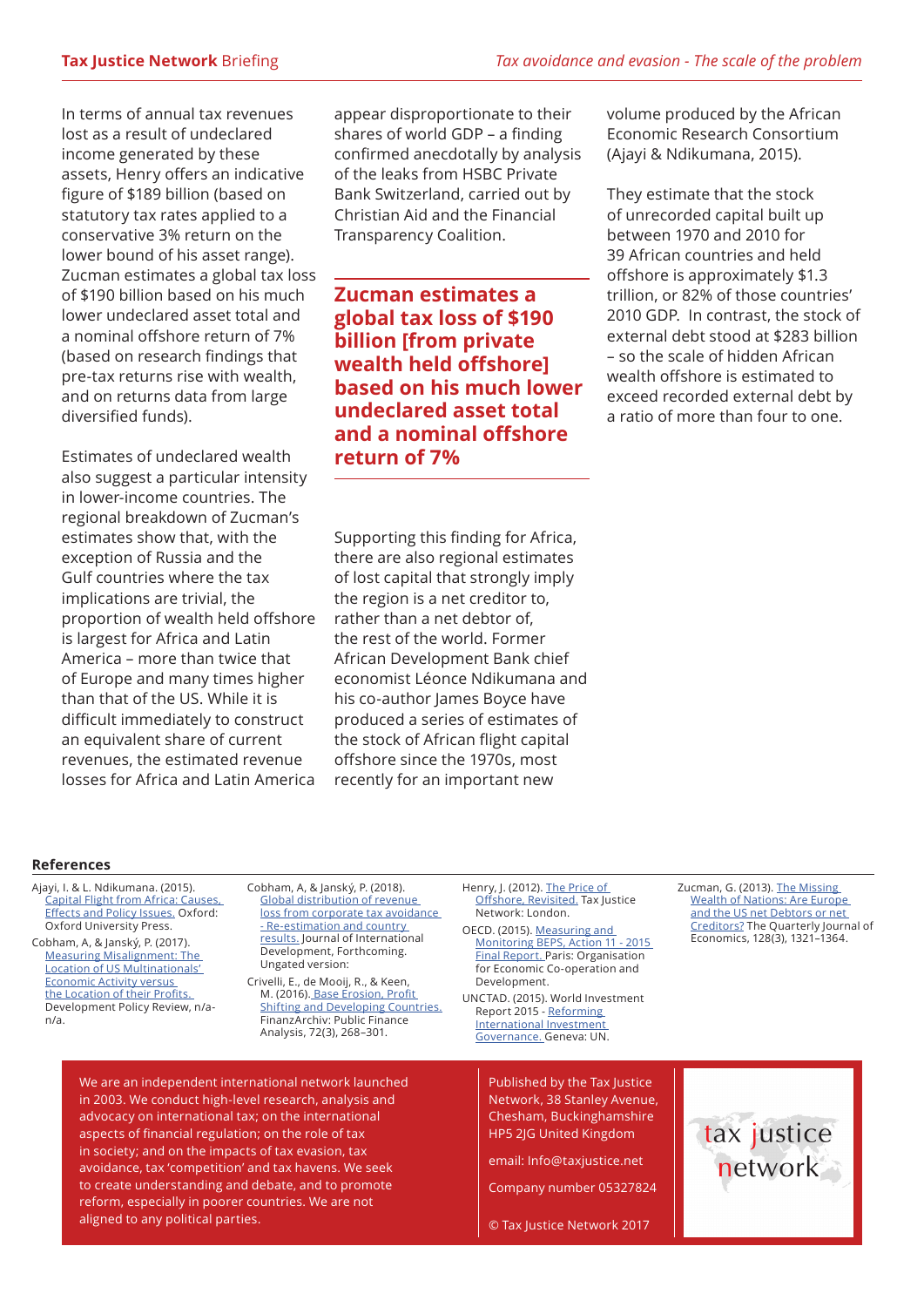In terms of annual tax revenues lost as a result of undeclared income generated by these assets, Henry offers an indicative figure of $189 billion (based on statutory tax rates applied to a conservative 3% return on the lower bound of his asset range). Zucman estimates a global tax loss of $190 billion based on his much lower undeclared asset total and a nominal offshore return of 7% (based on research findings that pre-tax returns rise with wealth, and on returns data from large diversified funds).

Estimates of undeclared wealth also suggest a particular intensity in lower-income countries. The regional breakdown of Zucman's estimates show that, with the exception of Russia and the Gulf countries where the tax implications are trivial, the proportion of wealth held offshore is largest for Africa and Latin America – more than twice that of Europe and many times higher than that of the US. While it is difficult immediately to construct an equivalent share of current revenues, the estimated revenue losses for Africa and Latin America appear disproportionate to their shares of world GDP – a finding confirmed anecdotally by analysis of the leaks from HSBC Private Bank Switzerland, carried out by Christian Aid and the Financial Transparency Coalition.

> **Zucman estimates a global tax loss of $190 billion [from private wealth held offshore] based on his much lower undeclared asset total and a nominal offshore return of 7%**

Supporting this finding for Africa, there are also regional estimates of lost capital that strongly imply the region is a net creditor to, rather than a net debtor of, the rest of the world. Former African Development Bank chief economist Léonce Ndikumana and his co-author James Boyce have produced a series of estimates of the stock of African flight capital offshore since the 1970s, most recently for an important new volume produced by the African Economic Research Consortium (Ajayi & Ndikumana, 2015).

They estimate that the stock of unrecorded capital built up between 1970 and 2010 for 39 African countries and held offshore is approximately $1.3 trillion, or 82% of those countries' 2010 GDP. In contrast, the stock of external debt stood at $283 billion – so the scale of hidden African wealth offshore is estimated to exceed recorded external debt by a ratio of more than four to one.

## References

Ajayi, I. & L. Ndikumana. (2015). Capital Flight from Africa: Causes, Effects and Policy Issues. Oxford: Oxford University Press.

Cobham, A, & Janský, P. (2017). Measuring Misalignment: The Location of US Multinationals' Economic Activity versus the Location of their Profits. Development Policy Review, n/a-n/a.

Cobham, A, & Janský, P. (2018). Global distribution of revenue loss from corporate tax avoidance - Re-estimation and country results. Journal of International Development, Forthcoming. Ungated version:

Crivelli, E., de Mooij, R., & Keen, M. (2016). Base Erosion, Profit Shifting and Developing Countries. FinanzArchiv: Public Finance Analysis, 72(3), 268–301.

Henry, J. (2012). The Price of Offshore, Revisited. Tax Justice Network: London.

OECD. (2015). Measuring and Monitoring BEPS, Action 11 - 2015 Final Report. Paris: Organisation for Economic Co-operation and Development.

UNCTAD. (2015). World Investment Report 2015 - Reforming International Investment Governance. Geneva: UN.

Zucman, G. (2013). The Missing Wealth of Nations: Are Europe and the US net Debtors or net Creditors? The Quarterly Journal of Economics, 128(3), 1321–1364.

We are an independent international network launched in 2003. We conduct high-level research, analysis and advocacy on international tax; on the international aspects of financial regulation; on the role of tax in society; and on the impacts of tax evasion, tax avoidance, tax 'competition' and tax havens. We seek to create understanding and debate, and to promote reform, especially in poorer countries. We are not aligned to any political parties.

Published by the Tax Justice Network, 38 Stanley Avenue, Chesham, Buckinghamshire HP5 2JG United Kingdom

email: Info@taxjustice.net

Company number 05327824

© Tax Justice Network 2017

tax justice network